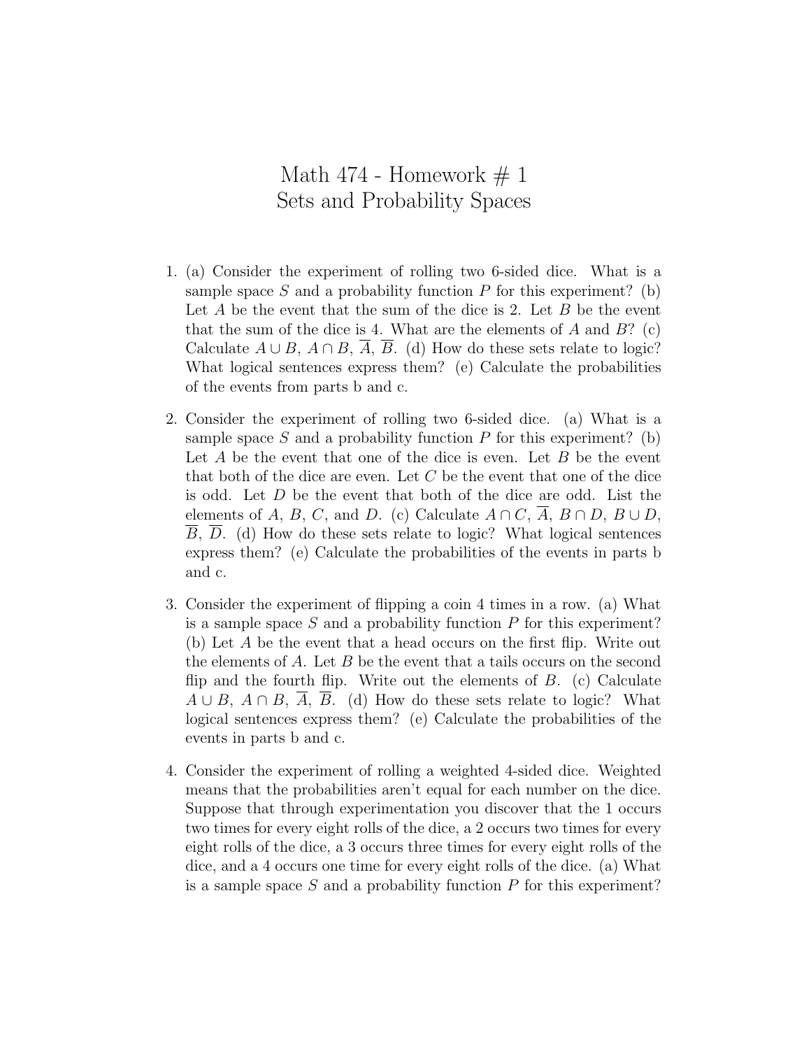# Math 474 - Homework # 1
## Sets and Probability Spaces

1. (a) Consider the experiment of rolling two 6-sided dice. What is a sample space $S$ and a probability function $P$ for this experiment? (b) Let $A$ be the event that the sum of the dice is 2. Let $B$ be the event that the sum of the dice is 4. What are the elements of $A$ and $B$? (c) Calculate $A \cup B$, $A \cap B$, $\overline{A}$, $\overline{B}$. (d) How do these sets relate to logic? What logical sentences express them? (e) Calculate the probabilities of the events from parts b and c.

2. Consider the experiment of rolling two 6-sided dice. (a) What is a sample space $S$ and a probability function $P$ for this experiment? (b) Let $A$ be the event that one of the dice is even. Let $B$ be the event that both of the dice are even. Let $C$ be the event that one of the dice is odd. Let $D$ be the event that both of the dice are odd. List the elements of $A$, $B$, $C$, and $D$. (c) Calculate $A \cap C$, $\overline{A}$, $B \cap D$, $B \cup D$, $\overline{B}$, $\overline{D}$. (d) How do these sets relate to logic? What logical sentences express them? (e) Calculate the probabilities of the events in parts b and c.

3. Consider the experiment of flipping a coin 4 times in a row. (a) What is a sample space $S$ and a probability function $P$ for this experiment? (b) Let $A$ be the event that a head occurs on the first flip. Write out the elements of $A$. Let $B$ be the event that a tails occurs on the second flip and the fourth flip. Write out the elements of $B$. (c) Calculate $A \cup B$, $A \cap B$, $\overline{A}$, $\overline{B}$. (d) How do these sets relate to logic? What logical sentences express them? (e) Calculate the probabilities of the events in parts b and c.

4. Consider the experiment of rolling a weighted 4-sided dice. Weighted means that the probabilities aren't equal for each number on the dice. Suppose that through experimentation you discover that the 1 occurs two times for every eight rolls of the dice, a 2 occurs two times for every eight rolls of the dice, a 3 occurs three times for every eight rolls of the dice, and a 4 occurs one time for every eight rolls of the dice. (a) What is a sample space $S$ and a probability function $P$ for this experiment?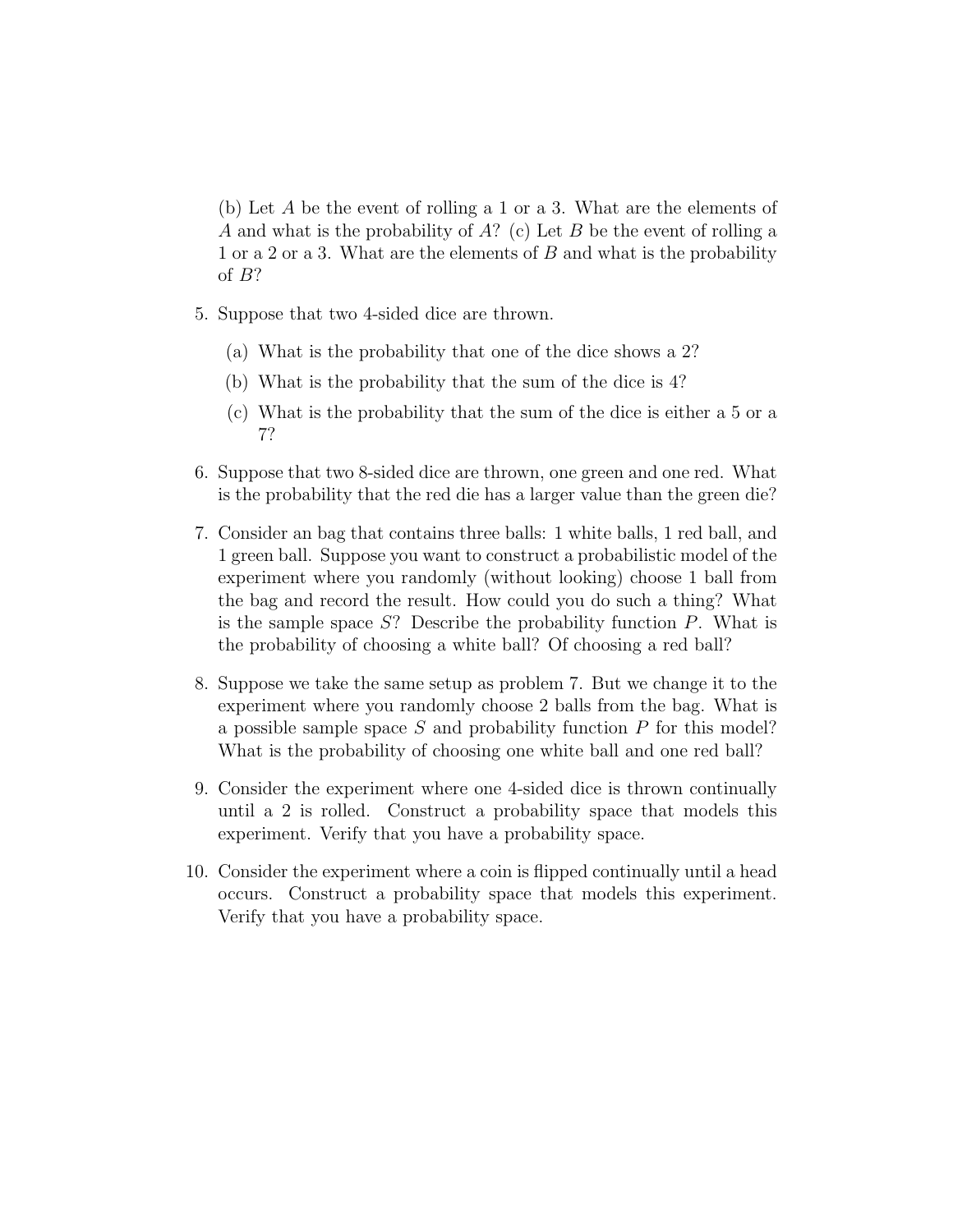(b) Let $A$ be the event of rolling a 1 or a 3. What are the elements of $A$ and what is the probability of $A$? (c) Let $B$ be the event of rolling a 1 or a 2 or a 3. What are the elements of $B$ and what is the probability of $B$?

5. Suppose that two 4-sided dice are thrown.
   (a) What is the probability that one of the dice shows a 2?
   (b) What is the probability that the sum of the dice is 4?
   (c) What is the probability that the sum of the dice is either a 5 or a 7?

6. Suppose that two 8-sided dice are thrown, one green and one red. What is the probability that the red die has a larger value than the green die?

7. Consider an bag that contains three balls: 1 white balls, 1 red ball, and 1 green ball. Suppose you want to construct a probabilistic model of the experiment where you randomly (without looking) choose 1 ball from the bag and record the result. How could you do such a thing? What is the sample space $S$? Describe the probability function $P$. What is the probability of choosing a white ball? Of choosing a red ball?

8. Suppose we take the same setup as problem 7. But we change it to the experiment where you randomly choose 2 balls from the bag. What is a possible sample space $S$ and probability function $P$ for this model? What is the probability of choosing one white ball and one red ball?

9. Consider the experiment where one 4-sided dice is thrown continually until a 2 is rolled. Construct a probability space that models this experiment. Verify that you have a probability space.

10. Consider the experiment where a coin is flipped continually until a head occurs. Construct a probability space that models this experiment. Verify that you have a probability space.